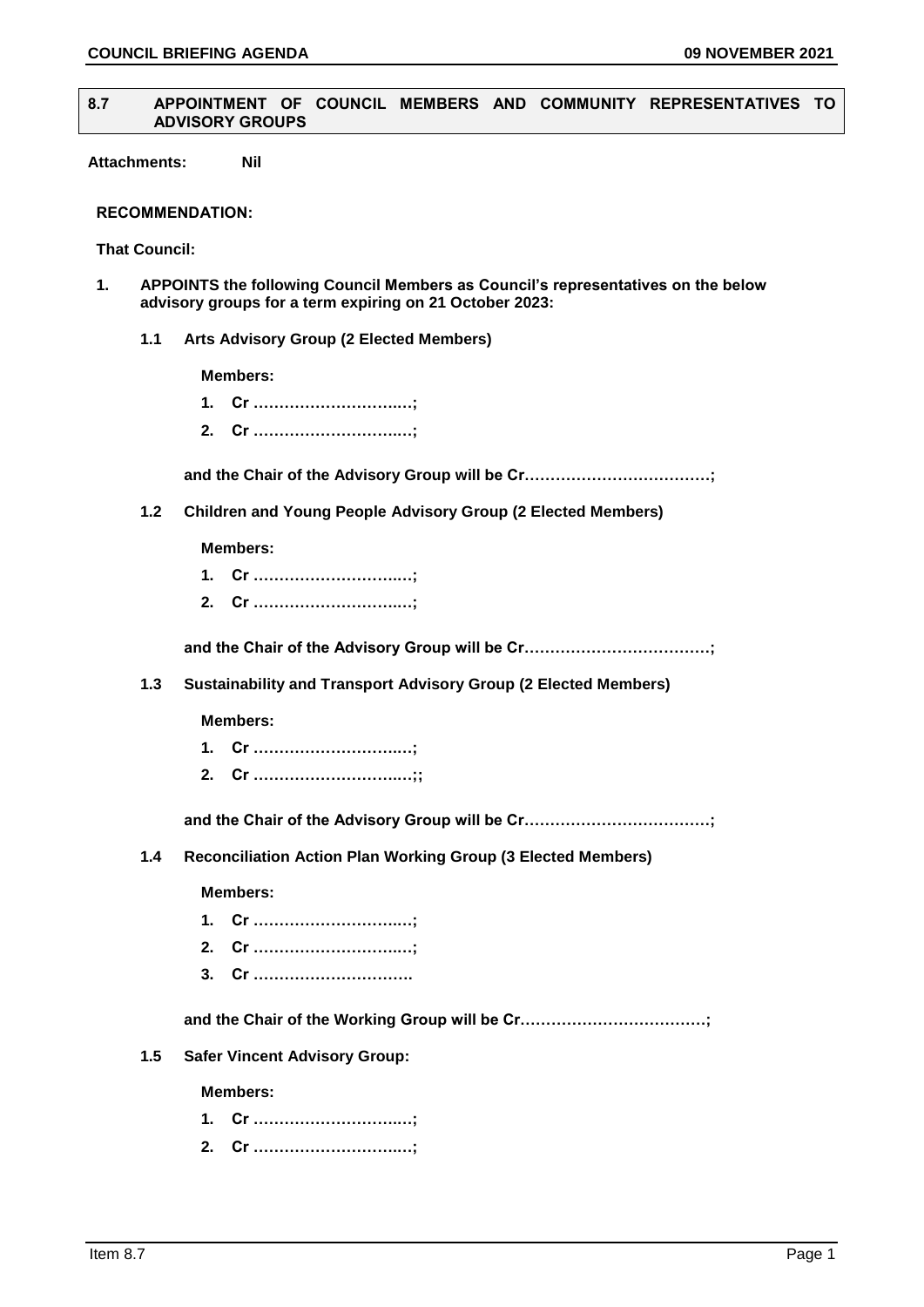## 8.7 APPOINTMENT OF COUNCIL MEMBERS AND COMMUNITY REPRESENTATIVES TO ADVISORY GROUPS

**Attachments:** **Nil**

**RECOMMENDATION:**

**That Council:**

**1. APPOINTS the following Council Members as Council's representatives on the below advisory groups for a term expiring on 21 October 2023:**

**1.1 Arts Advisory Group (2 Elected Members)**

**Members:**

1. **Cr …………………………..;**
2. **Cr …………………………..;**

**and the Chair of the Advisory Group will be Cr………………………………;**

**1.2 Children and Young People Advisory Group (2 Elected Members)**

**Members:**

1. **Cr …………………………..;**
2. **Cr …………………………..;**

**and the Chair of the Advisory Group will be Cr………………………………;**

**1.3 Sustainability and Transport Advisory Group (2 Elected Members)**

**Members:**

1. **Cr …………………………..;**
2. **Cr …………………………..;;**

**and the Chair of the Advisory Group will be Cr………………………………;**

**1.4 Reconciliation Action Plan Working Group (3 Elected Members)**

**Members:**

1. **Cr …………………………..;**
2. **Cr …………………………..;**
3. **Cr ………………………….**

**and the Chair of the Working Group will be Cr………………………………;**

**1.5 Safer Vincent Advisory Group:**

**Members:**

1. **Cr …………………………..;**
2. **Cr …………………………..;**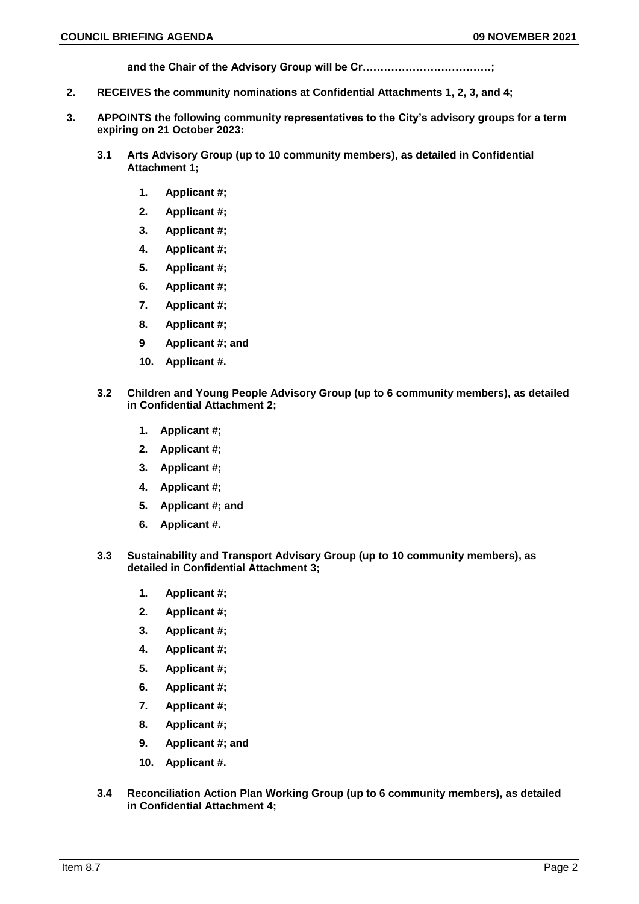**and the Chair of the Advisory Group will be Cr………………………………;**

**2. RECEIVES the community nominations at Confidential Attachments 1, 2, 3, and 4;**

**3. APPOINTS the following community representatives to the City's advisory groups for a term expiring on 21 October 2023:**

**3.1 Arts Advisory Group (up to 10 community members), as detailed in Confidential Attachment 1;**

1. **Applicant #;**
2. **Applicant #;**
3. **Applicant #;**
4. **Applicant #;**
5. **Applicant #;**
6. **Applicant #;**
7. **Applicant #;**
8. **Applicant #;**
9. **Applicant #; and**
10. **Applicant #.**

**3.2 Children and Young People Advisory Group (up to 6 community members), as detailed in Confidential Attachment 2;**

1. **Applicant #;**
2. **Applicant #;**
3. **Applicant #;**
4. **Applicant #;**
5. **Applicant #; and**
6. **Applicant #.**

**3.3 Sustainability and Transport Advisory Group (up to 10 community members), as detailed in Confidential Attachment 3;**

1. **Applicant #;**
2. **Applicant #;**
3. **Applicant #;**
4. **Applicant #;**
5. **Applicant #;**
6. **Applicant #;**
7. **Applicant #;**
8. **Applicant #;**
9. **Applicant #; and**
10. **Applicant #.**

**3.4 Reconciliation Action Plan Working Group (up to 6 community members), as detailed in Confidential Attachment 4;**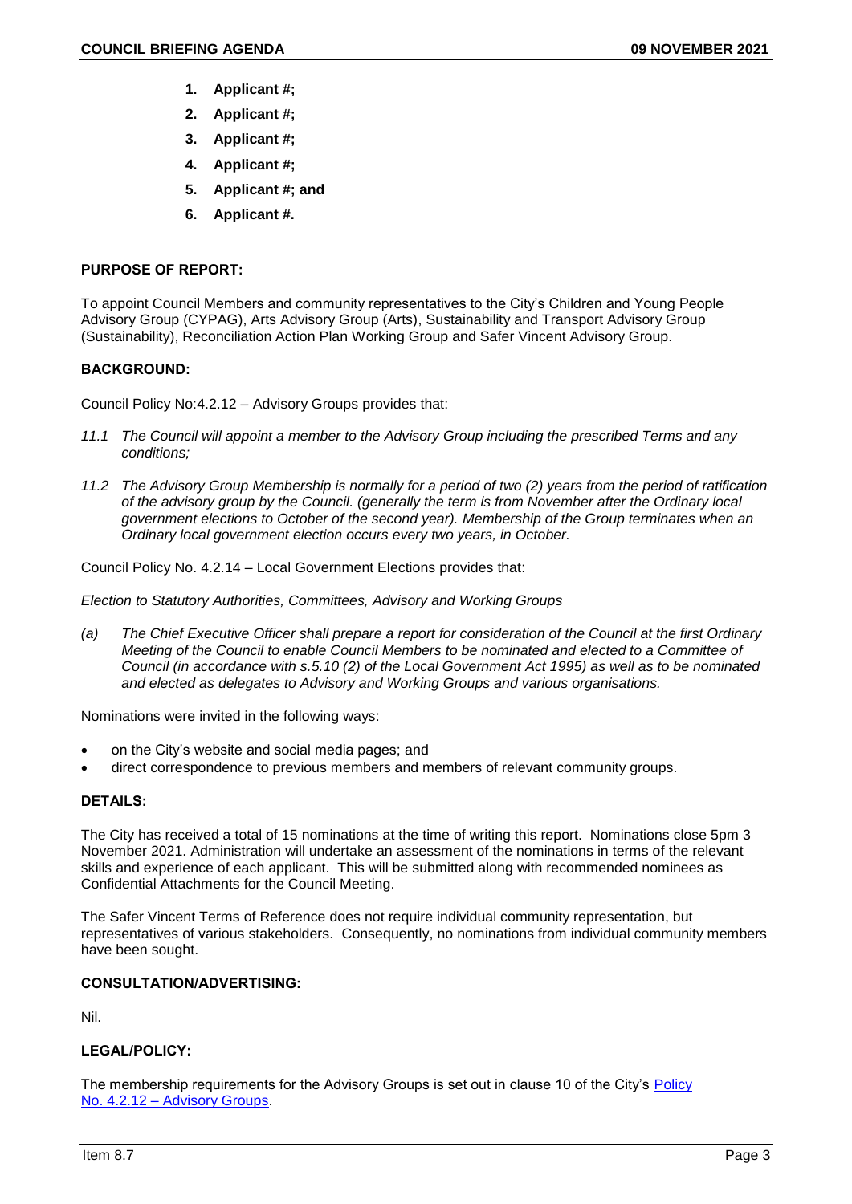1. **Applicant #;**
2. **Applicant #;**
3. **Applicant #;**
4. **Applicant #;**
5. **Applicant #; and**
6. **Applicant #.**

**PURPOSE OF REPORT:**

To appoint Council Members and community representatives to the City's Children and Young People Advisory Group (CYPAG), Arts Advisory Group (Arts), Sustainability and Transport Advisory Group (Sustainability), Reconciliation Action Plan Working Group and Safer Vincent Advisory Group.

**BACKGROUND:**

Council Policy No:4.2.12 – Advisory Groups provides that:

*11.1 The Council will appoint a member to the Advisory Group including the prescribed Terms and any conditions;*

*11.2 The Advisory Group Membership is normally for a period of two (2) years from the period of ratification of the advisory group by the Council. (generally the term is from November after the Ordinary local government elections to October of the second year). Membership of the Group terminates when an Ordinary local government election occurs every two years, in October.*

Council Policy No. 4.2.14 – Local Government Elections provides that:

*Election to Statutory Authorities, Committees, Advisory and Working Groups*

*(a) The Chief Executive Officer shall prepare a report for consideration of the Council at the first Ordinary Meeting of the Council to enable Council Members to be nominated and elected to a Committee of Council (in accordance with s.5.10 (2) of the Local Government Act 1995) as well as to be nominated and elected as delegates to Advisory and Working Groups and various organisations.*

Nominations were invited in the following ways:

- on the City's website and social media pages; and
- direct correspondence to previous members and members of relevant community groups.

**DETAILS:**

The City has received a total of 15 nominations at the time of writing this report. Nominations close 5pm 3 November 2021. Administration will undertake an assessment of the nominations in terms of the relevant skills and experience of each applicant. This will be submitted along with recommended nominees as Confidential Attachments for the Council Meeting.

The Safer Vincent Terms of Reference does not require individual community representation, but representatives of various stakeholders. Consequently, no nominations from individual community members have been sought.

**CONSULTATION/ADVERTISING:**

Nil.

**LEGAL/POLICY:**

The membership requirements for the Advisory Groups is set out in clause 10 of the City's Policy No. 4.2.12 – Advisory Groups.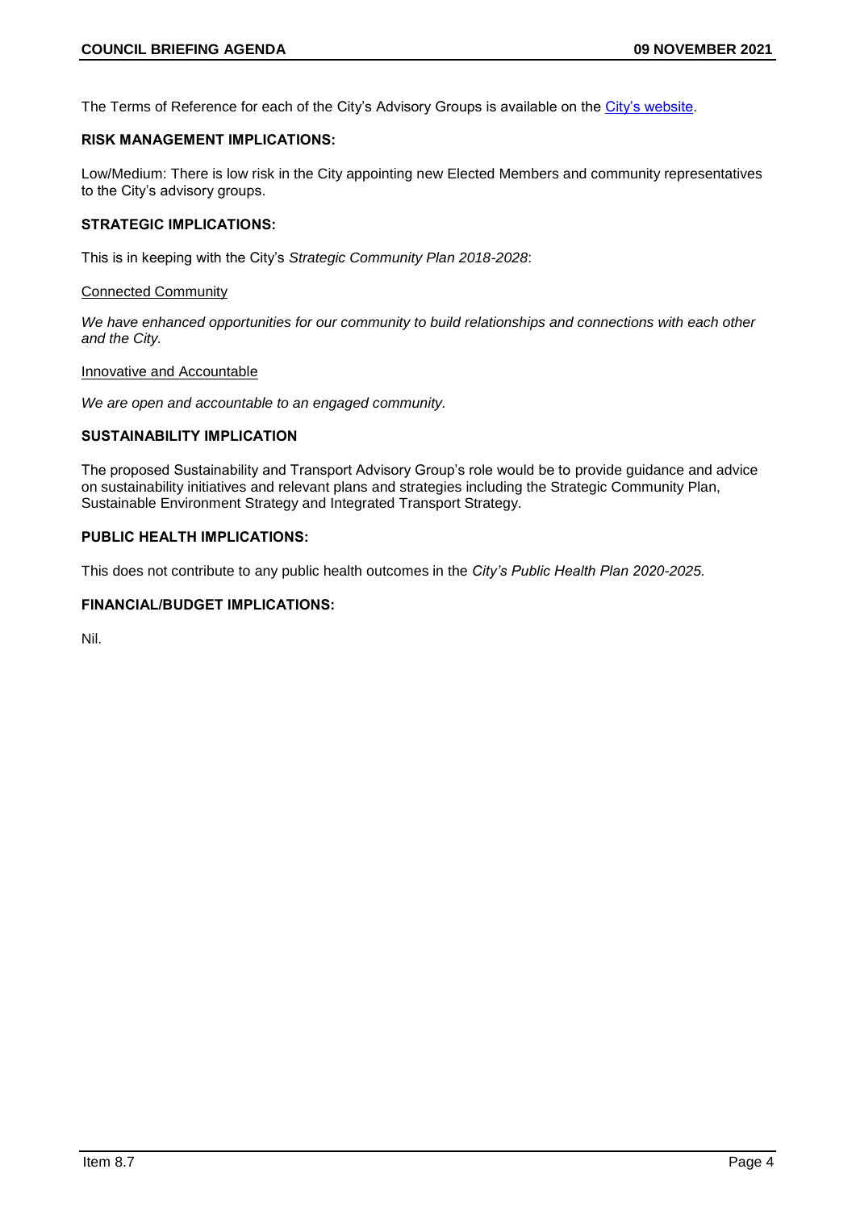The Terms of Reference for each of the City's Advisory Groups is available on the City's website.

**RISK MANAGEMENT IMPLICATIONS:**

Low/Medium: There is low risk in the City appointing new Elected Members and community representatives to the City's advisory groups.

**STRATEGIC IMPLICATIONS:**

This is in keeping with the City's *Strategic Community Plan 2018-2028*:

Connected Community

*We have enhanced opportunities for our community to build relationships and connections with each other and the City.*

Innovative and Accountable

*We are open and accountable to an engaged community.*

**SUSTAINABILITY IMPLICATION**

The proposed Sustainability and Transport Advisory Group's role would be to provide guidance and advice on sustainability initiatives and relevant plans and strategies including the Strategic Community Plan, Sustainable Environment Strategy and Integrated Transport Strategy.

**PUBLIC HEALTH IMPLICATIONS:**

This does not contribute to any public health outcomes in the *City's Public Health Plan 2020-2025.*

**FINANCIAL/BUDGET IMPLICATIONS:**

Nil.